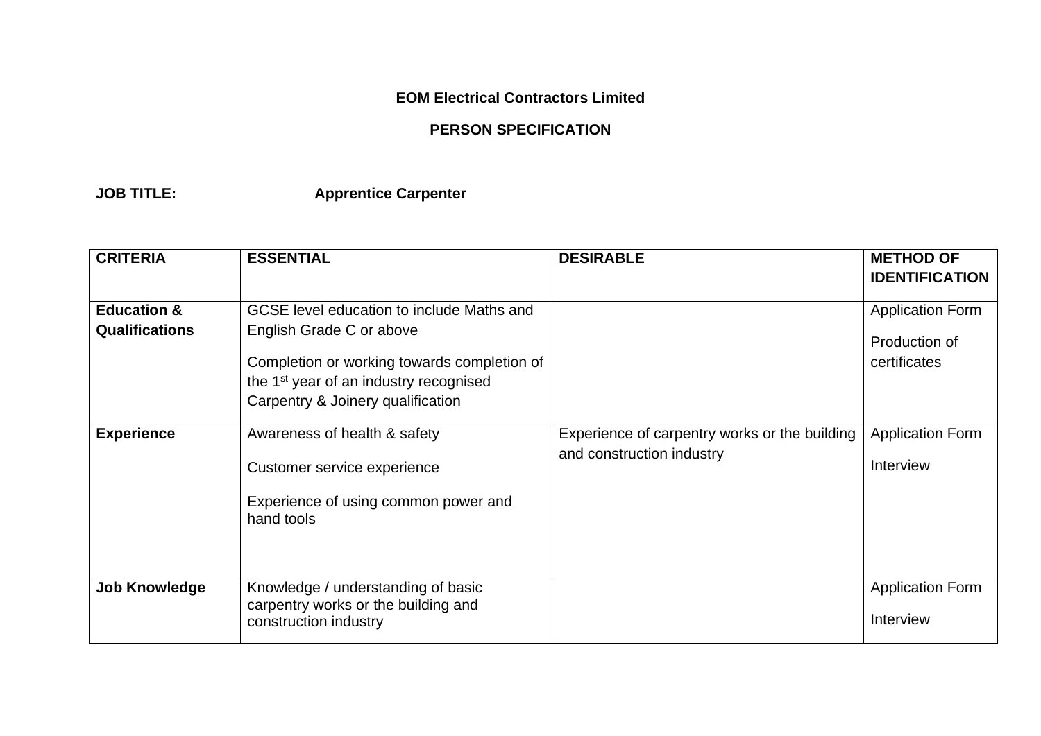**EOM Electrical Contractors Limited**

**PERSON SPECIFICATION**

**JOB TITLE:** **Apprentice Carpenter**

| **CRITERIA** | **ESSENTIAL** | **DESIRABLE** | **METHOD OF IDENTIFICATION** |
|---|---|---|---|
| **Education & Qualifications** | GCSE level education to include Maths and English Grade C or above<br><br>Completion or working towards completion of the 1st year of an industry recognised Carpentry & Joinery qualification | | Application Form<br><br>Production of certificates |
| **Experience** | Awareness of health & safety<br><br>Customer service experience<br><br>Experience of using common power and hand tools | Experience of carpentry works or the building and construction industry | Application Form<br><br>Interview |
| **Job Knowledge** | Knowledge / understanding of basic carpentry works or the building and construction industry | | Application Form<br><br>Interview |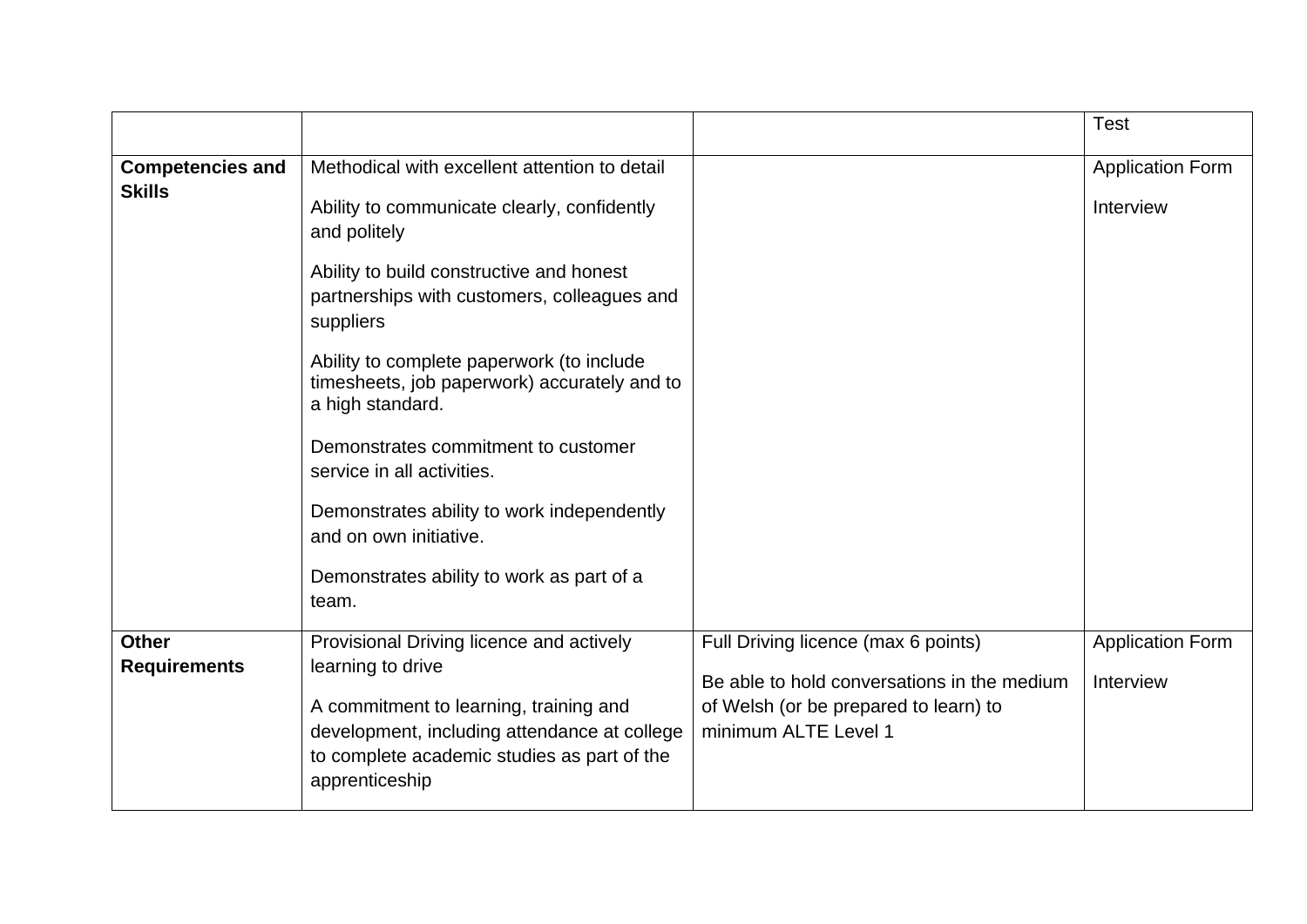| | | | |
|---|---|---|---|
| | | | Test |
| **Competencies and Skills** | Methodical with excellent attention to detail<br><br>Ability to communicate clearly, confidently and politely<br><br>Ability to build constructive and honest partnerships with customers, colleagues and suppliers<br><br>Ability to complete paperwork (to include timesheets, job paperwork) accurately and to a high standard.<br><br>Demonstrates commitment to customer service in all activities.<br><br>Demonstrates ability to work independently and on own initiative.<br><br>Demonstrates ability to work as part of a team. | | Application Form<br><br>Interview |
| **Other Requirements** | Provisional Driving licence and actively learning to drive<br><br>A commitment to learning, training and development, including attendance at college to complete academic studies as part of the apprenticeship | Full Driving licence (max 6 points)<br><br>Be able to hold conversations in the medium of Welsh (or be prepared to learn) to minimum ALTE Level 1 | Application Form<br><br>Interview |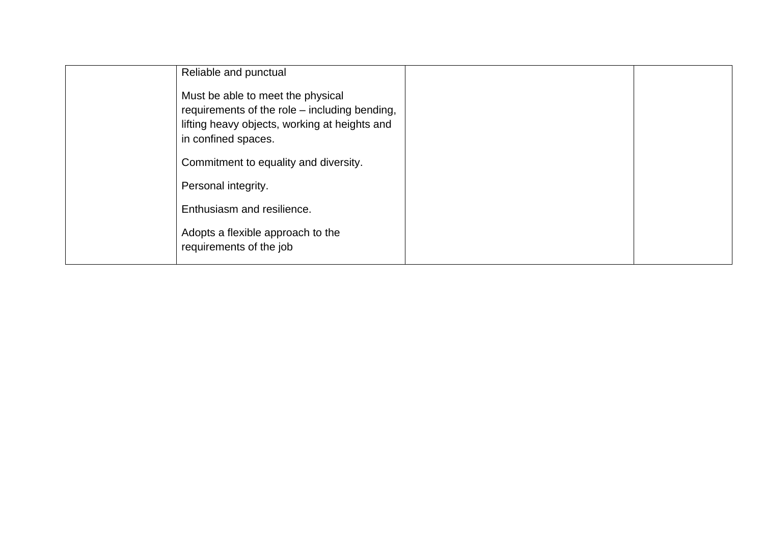| | | | |
|---|---|---|---|
| | Reliable and punctual<br><br>Must be able to meet the physical requirements of the role – including bending, lifting heavy objects, working at heights and in confined spaces.<br><br>Commitment to equality and diversity.<br><br>Personal integrity.<br><br>Enthusiasm and resilience.<br><br>Adopts a flexible approach to the requirements of the job | | |